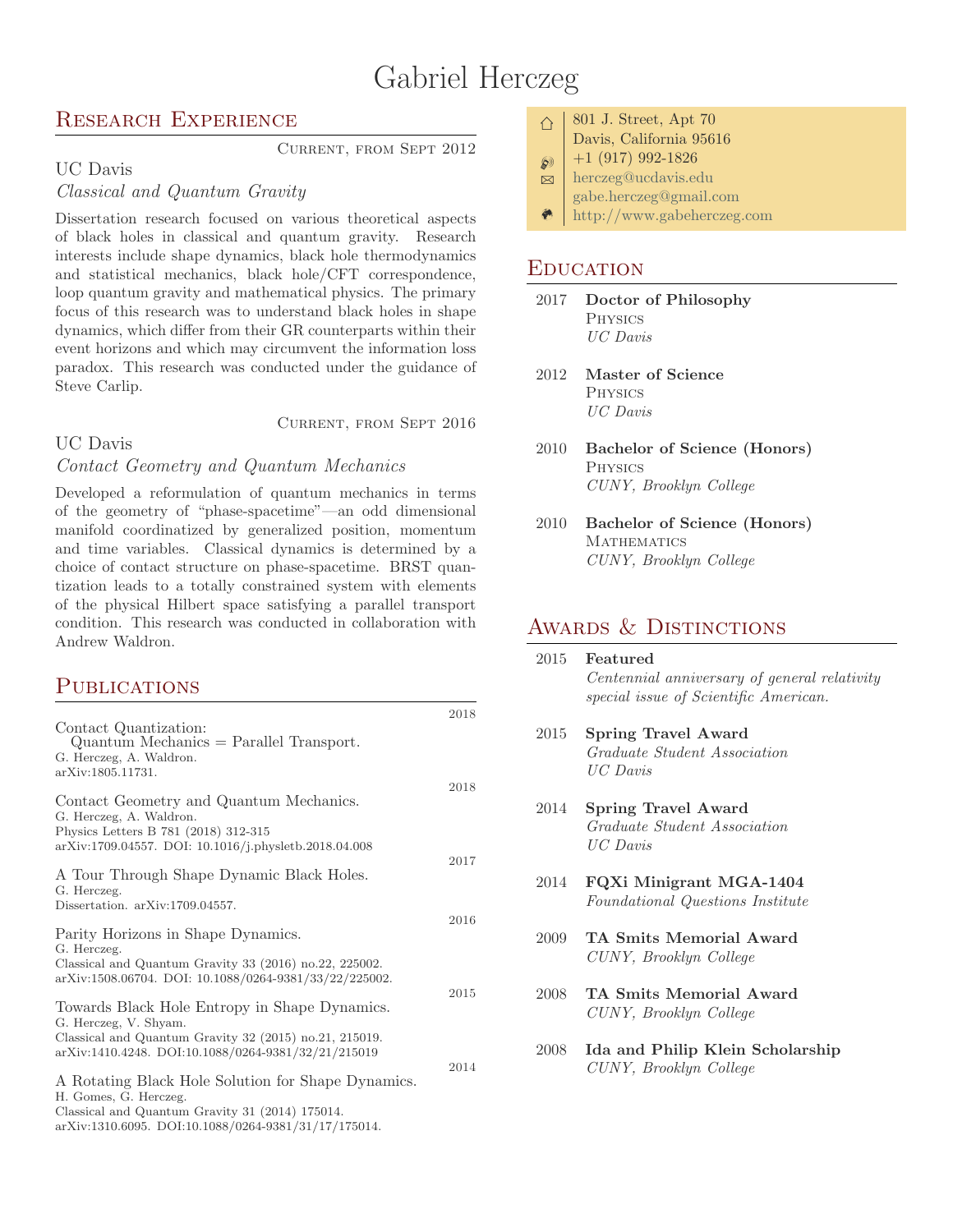# Gabriel Herczeg

801 J. Street, Apt 70
Davis, California 95616
+1 (917) 992-1826
herczeg@ucdavis.edu
gabe.herczeg@gmail.com
http://www.gabeherczeg.com

## Research Experience

Current, from Sept 2012

**UC Davis**
*Classical and Quantum Gravity*

Dissertation research focused on various theoretical aspects of black holes in classical and quantum gravity. Research interests include shape dynamics, black hole thermodynamics and statistical mechanics, black hole/CFT correspondence, loop quantum gravity and mathematical physics. The primary focus of this research was to understand black holes in shape dynamics, which differ from their GR counterparts within their event horizons and which may circumvent the information loss paradox. This research was conducted under the guidance of Steve Carlip.

Current, from Sept 2016

**UC Davis**
*Contact Geometry and Quantum Mechanics*

Developed a reformulation of quantum mechanics in terms of the geometry of "phase-spacetime"—an odd dimensional manifold coordinatized by generalized position, momentum and time variables. Classical dynamics is determined by a choice of contact structure on phase-spacetime. BRST quantization leads to a totally constrained system with elements of the physical Hilbert space satisfying a parallel transport condition. This research was conducted in collaboration with Andrew Waldron.

## Publications

2018
Contact Quantization: Quantum Mechanics = Parallel Transport.
G. Herczeg, A. Waldron.
arXiv:1805.11731.

2018
Contact Geometry and Quantum Mechanics.
G. Herczeg, A. Waldron.
Physics Letters B 781 (2018) 312-315
arXiv:1709.04557. DOI: 10.1016/j.physletb.2018.04.008

2017
A Tour Through Shape Dynamic Black Holes.
G. Herczeg.
Dissertation. arXiv:1709.04557.

2016
Parity Horizons in Shape Dynamics.
G. Herczeg.
Classical and Quantum Gravity 33 (2016) no.22, 225002.
arXiv:1508.06704. DOI: 10.1088/0264-9381/33/22/225002.

2015
Towards Black Hole Entropy in Shape Dynamics.
G. Herczeg, V. Shyam.
Classical and Quantum Gravity 32 (2015) no.21, 215019.
arXiv:1410.4248. DOI:10.1088/0264-9381/32/21/215019

2014
A Rotating Black Hole Solution for Shape Dynamics.
H. Gomes, G. Herczeg.
Classical and Quantum Gravity 31 (2014) 175014.
arXiv:1310.6095. DOI:10.1088/0264-9381/31/17/175014.

## Education

2017 **Doctor of Philosophy**
Physics
*UC Davis*

2012 **Master of Science**
Physics
*UC Davis*

2010 **Bachelor of Science (Honors)**
Physics
*CUNY, Brooklyn College*

2010 **Bachelor of Science (Honors)**
Mathematics
*CUNY, Brooklyn College*

## Awards & Distinctions

2015 **Featured**
*Centennial anniversary of general relativity special issue of Scientific American.*

2015 **Spring Travel Award**
*Graduate Student Association*
*UC Davis*

2014 **Spring Travel Award**
*Graduate Student Association*
*UC Davis*

2014 **FQXi Minigrant MGA-1404**
*Foundational Questions Institute*

2009 **TA Smits Memorial Award**
*CUNY, Brooklyn College*

2008 **TA Smits Memorial Award**
*CUNY, Brooklyn College*

2008 **Ida and Philip Klein Scholarship**
*CUNY, Brooklyn College*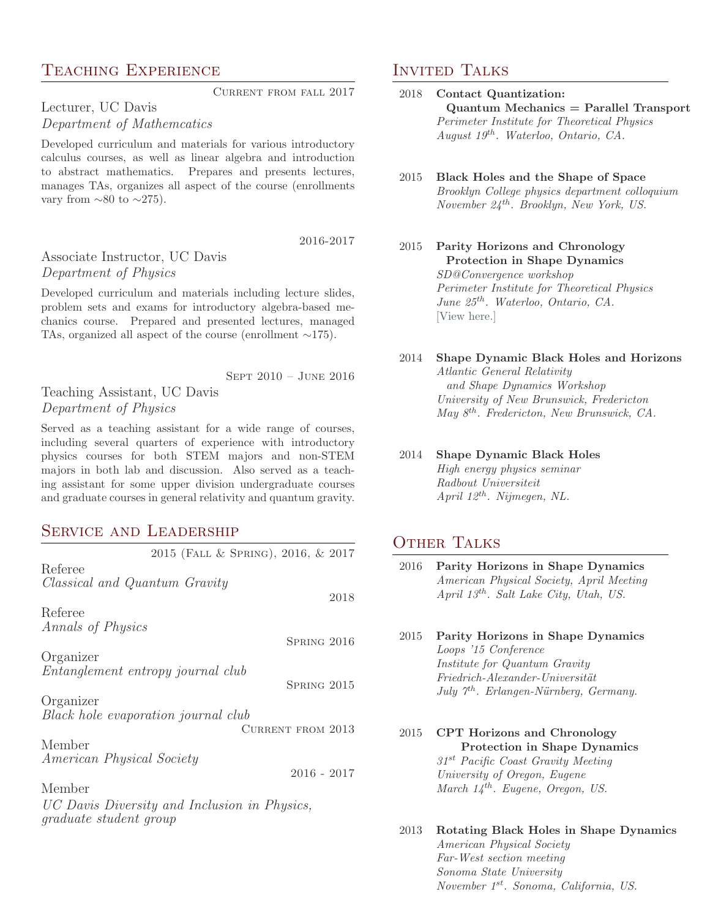## Teaching Experience

**Current from fall 2017**

Lecturer, UC Davis
*Department of Mathemcatics*

Developed curriculum and materials for various introductory calculus courses, as well as linear algebra and introduction to abstract mathematics. Prepares and presents lectures, manages TAs, organizes all aspect of the course (enrollments vary from ∼80 to ∼275).

**2016-2017**

Associate Instructor, UC Davis
*Department of Physics*

Developed curriculum and materials including lecture slides, problem sets and exams for introductory algebra-based mechanics course. Prepared and presented lectures, managed TAs, organized all aspect of the course (enrollment ∼175).

**Sept 2010 – June 2016**

Teaching Assistant, UC Davis
*Department of Physics*

Served as a teaching assistant for a wide range of courses, including several quarters of experience with introductory physics courses for both STEM majors and non-STEM majors in both lab and discussion. Also served as a teaching assistant for some upper division undergraduate courses and graduate courses in general relativity and quantum gravity.

## Service and Leadership

**2015 (Fall & Spring), 2016, & 2017**
Referee
*Classical and Quantum Gravity*

**2018**
Referee
*Annals of Physics*

**Spring 2016**
Organizer
*Entanglement entropy journal club*

**Spring 2015**
Organizer
*Black hole evaporation journal club*

**Current from 2013**
Member
*American Physical Society*

**2016 - 2017**
Member
*UC Davis Diversity and Inclusion in Physics, graduate student group*

## Invited Talks

2018 **Contact Quantization: Quantum Mechanics = Parallel Transport**
*Perimeter Institute for Theoretical Physics*
*August 19th. Waterloo, Ontario, CA.*

2015 **Black Holes and the Shape of Space**
*Brooklyn College physics department colloquium*
*November 24th. Brooklyn, New York, US.*

2015 **Parity Horizons and Chronology Protection in Shape Dynamics**
*SD@Convergence workshop*
*Perimeter Institute for Theoretical Physics*
*June 25th. Waterloo, Ontario, CA.*
[View here.]

2014 **Shape Dynamic Black Holes and Horizons**
*Atlantic General Relativity and Shape Dynamics Workshop*
*University of New Brunswick, Fredericton*
*May 8th. Fredericton, New Brunswick, CA.*

2014 **Shape Dynamic Black Holes**
*High energy physics seminar*
*Radbout Universiteit*
*April 12th. Nijmegen, NL.*

## Other Talks

2016 **Parity Horizons in Shape Dynamics**
*American Physical Society, April Meeting*
*April 13th. Salt Lake City, Utah, US.*

2015 **Parity Horizons in Shape Dynamics**
*Loops '15 Conference*
*Institute for Quantum Gravity*
*Friedrich-Alexander-Universität*
*July 7th. Erlangen-Nürnberg, Germany.*

2015 **CPT Horizons and Chronology Protection in Shape Dynamics**
*31st Pacific Coast Gravity Meeting*
*University of Oregon, Eugene*
*March 14th. Eugene, Oregon, US.*

2013 **Rotating Black Holes in Shape Dynamics**
*American Physical Society*
*Far-West section meeting*
*Sonoma State University*
*November 1st. Sonoma, California, US.*